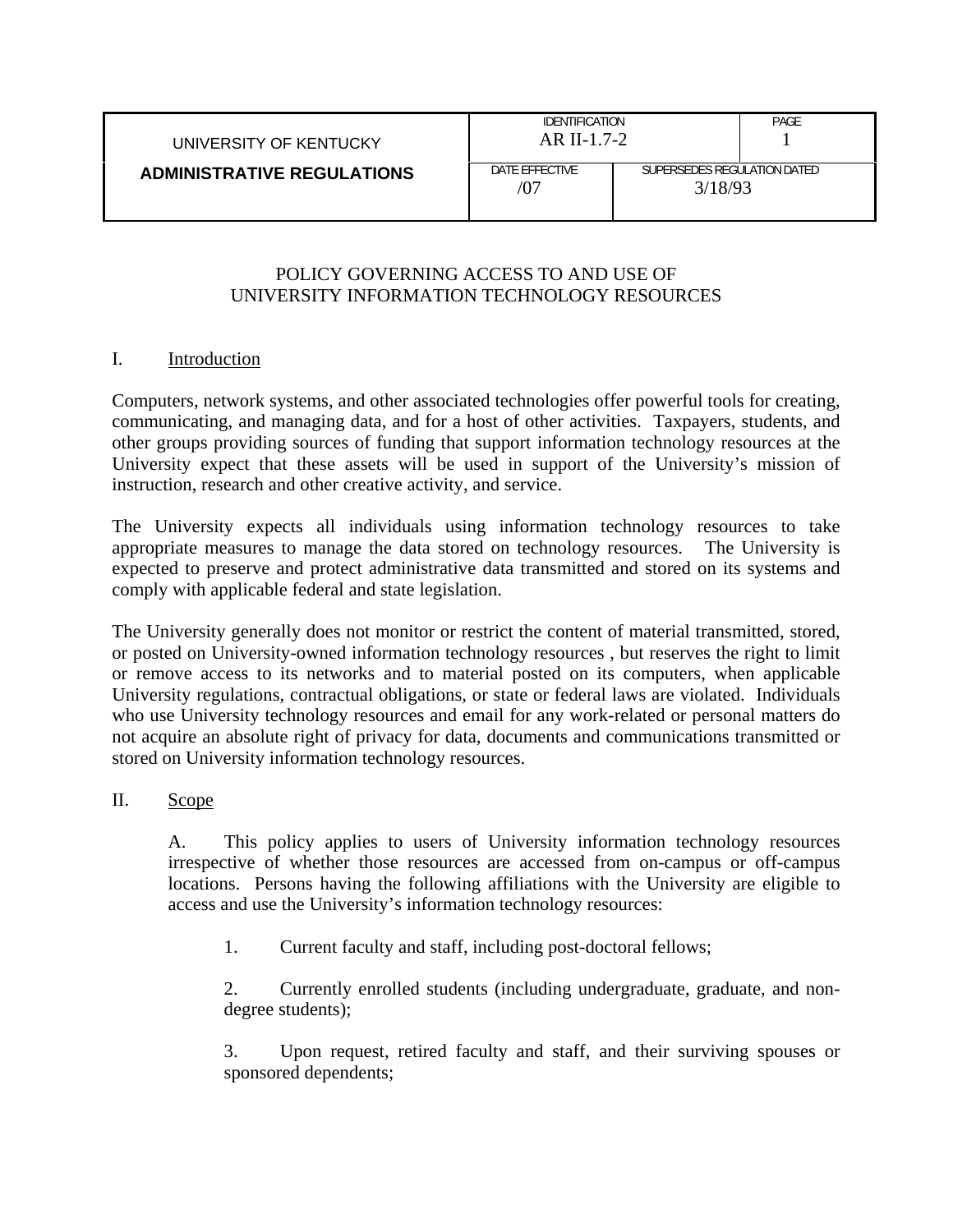| UNIVERSITY OF KENTUCKY | IDENTIFICATION AR II-1.7-2 | | PAGE 1 |
|---|---|---|---|
| **ADMINISTRATIVE REGULATIONS** | DATE EFFECTIVE /07 | SUPERSEDES REGULATION DATED 3/18/93 | |

# POLICY GOVERNING ACCESS TO AND USE OF UNIVERSITY INFORMATION TECHNOLOGY RESOURCES

## I. Introduction

Computers, network systems, and other associated technologies offer powerful tools for creating, communicating, and managing data, and for a host of other activities. Taxpayers, students, and other groups providing sources of funding that support information technology resources at the University expect that these assets will be used in support of the University's mission of instruction, research and other creative activity, and service.

The University expects all individuals using information technology resources to take appropriate measures to manage the data stored on technology resources. The University is expected to preserve and protect administrative data transmitted and stored on its systems and comply with applicable federal and state legislation.

The University generally does not monitor or restrict the content of material transmitted, stored, or posted on University-owned information technology resources , but reserves the right to limit or remove access to its networks and to material posted on its computers, when applicable University regulations, contractual obligations, or state or federal laws are violated. Individuals who use University technology resources and email for any work-related or personal matters do not acquire an absolute right of privacy for data, documents and communications transmitted or stored on University information technology resources.

## II. Scope

A. This policy applies to users of University information technology resources irrespective of whether those resources are accessed from on-campus or off-campus locations. Persons having the following affiliations with the University are eligible to access and use the University's information technology resources:

1. Current faculty and staff, including post-doctoral fellows;

2. Currently enrolled students (including undergraduate, graduate, and non-degree students);

3. Upon request, retired faculty and staff, and their surviving spouses or sponsored dependents;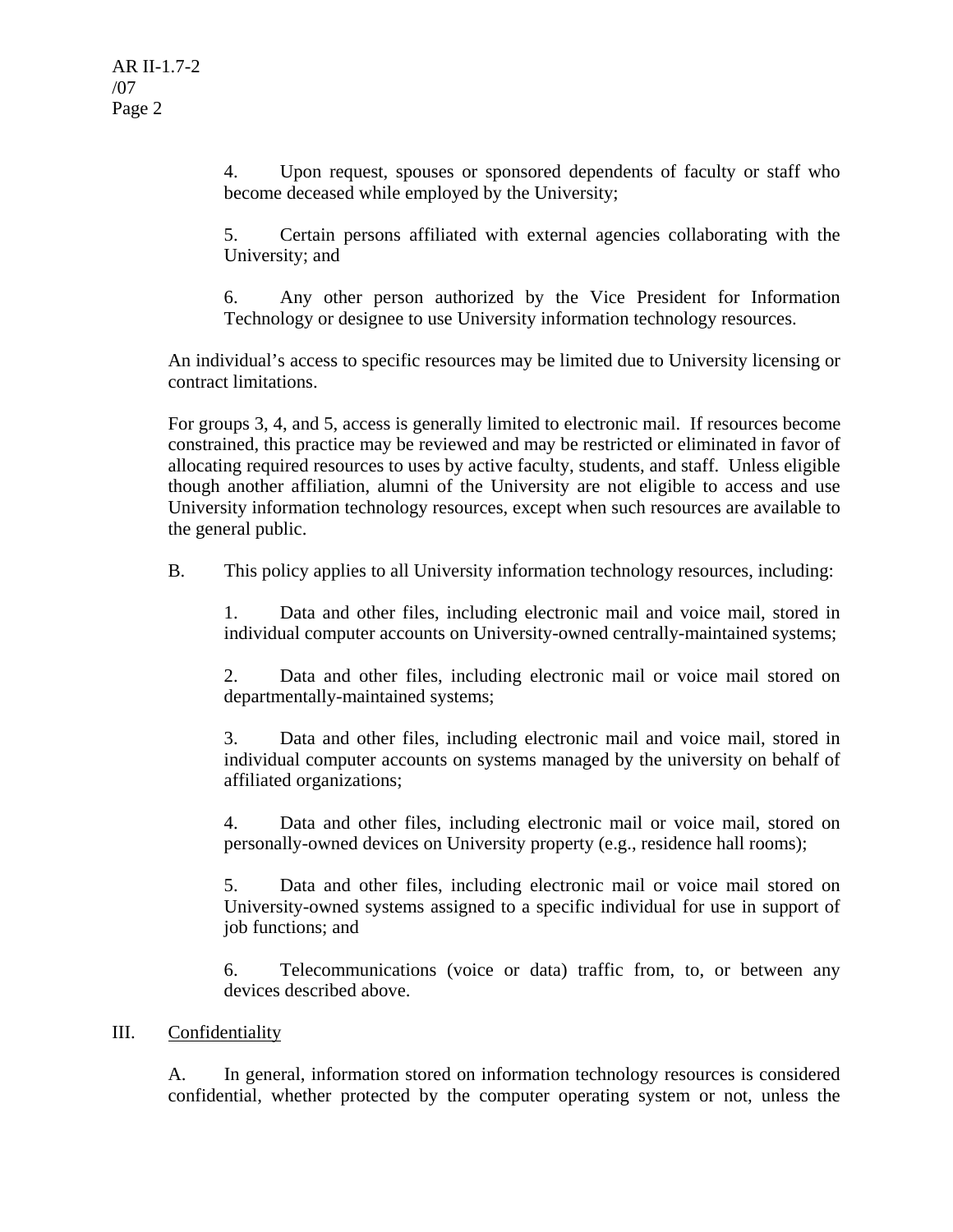4. Upon request, spouses or sponsored dependents of faculty or staff who become deceased while employed by the University;

5. Certain persons affiliated with external agencies collaborating with the University; and

6. Any other person authorized by the Vice President for Information Technology or designee to use University information technology resources.

An individual's access to specific resources may be limited due to University licensing or contract limitations.

For groups 3, 4, and 5, access is generally limited to electronic mail. If resources become constrained, this practice may be reviewed and may be restricted or eliminated in favor of allocating required resources to uses by active faculty, students, and staff. Unless eligible though another affiliation, alumni of the University are not eligible to access and use University information technology resources, except when such resources are available to the general public.

B. This policy applies to all University information technology resources, including:

1. Data and other files, including electronic mail and voice mail, stored in individual computer accounts on University-owned centrally-maintained systems;

2. Data and other files, including electronic mail or voice mail stored on departmentally-maintained systems;

3. Data and other files, including electronic mail and voice mail, stored in individual computer accounts on systems managed by the university on behalf of affiliated organizations;

4. Data and other files, including electronic mail or voice mail, stored on personally-owned devices on University property (e.g., residence hall rooms);

5. Data and other files, including electronic mail or voice mail stored on University-owned systems assigned to a specific individual for use in support of job functions; and

6. Telecommunications (voice or data) traffic from, to, or between any devices described above.

## III. Confidentiality

A. In general, information stored on information technology resources is considered confidential, whether protected by the computer operating system or not, unless the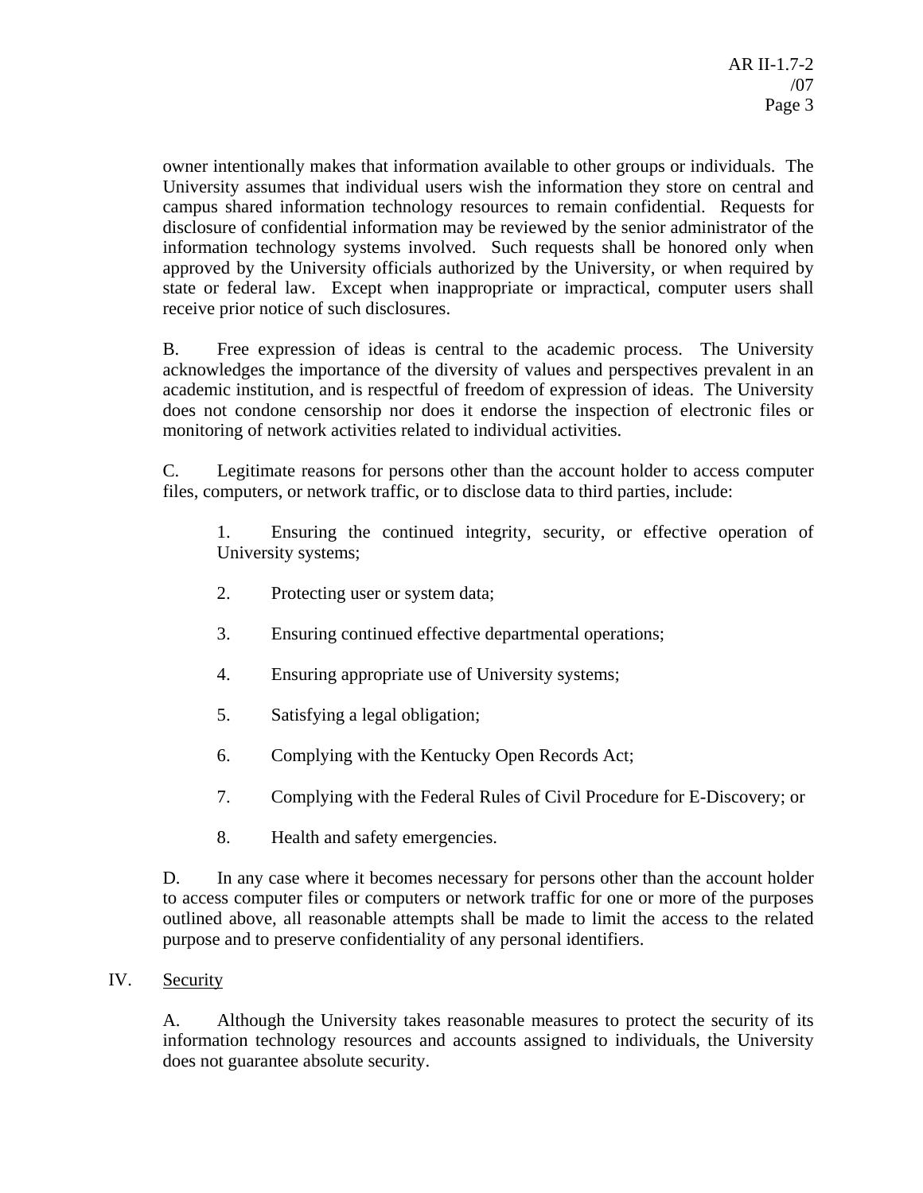owner intentionally makes that information available to other groups or individuals. The University assumes that individual users wish the information they store on central and campus shared information technology resources to remain confidential. Requests for disclosure of confidential information may be reviewed by the senior administrator of the information technology systems involved. Such requests shall be honored only when approved by the University officials authorized by the University, or when required by state or federal law. Except when inappropriate or impractical, computer users shall receive prior notice of such disclosures.

B. Free expression of ideas is central to the academic process. The University acknowledges the importance of the diversity of values and perspectives prevalent in an academic institution, and is respectful of freedom of expression of ideas. The University does not condone censorship nor does it endorse the inspection of electronic files or monitoring of network activities related to individual activities.

C. Legitimate reasons for persons other than the account holder to access computer files, computers, or network traffic, or to disclose data to third parties, include:

1. Ensuring the continued integrity, security, or effective operation of University systems;

2. Protecting user or system data;

3. Ensuring continued effective departmental operations;

4. Ensuring appropriate use of University systems;

5. Satisfying a legal obligation;

6. Complying with the Kentucky Open Records Act;

7. Complying with the Federal Rules of Civil Procedure for E-Discovery; or

8. Health and safety emergencies.

D. In any case where it becomes necessary for persons other than the account holder to access computer files or computers or network traffic for one or more of the purposes outlined above, all reasonable attempts shall be made to limit the access to the related purpose and to preserve confidentiality of any personal identifiers.

## IV. Security

A. Although the University takes reasonable measures to protect the security of its information technology resources and accounts assigned to individuals, the University does not guarantee absolute security.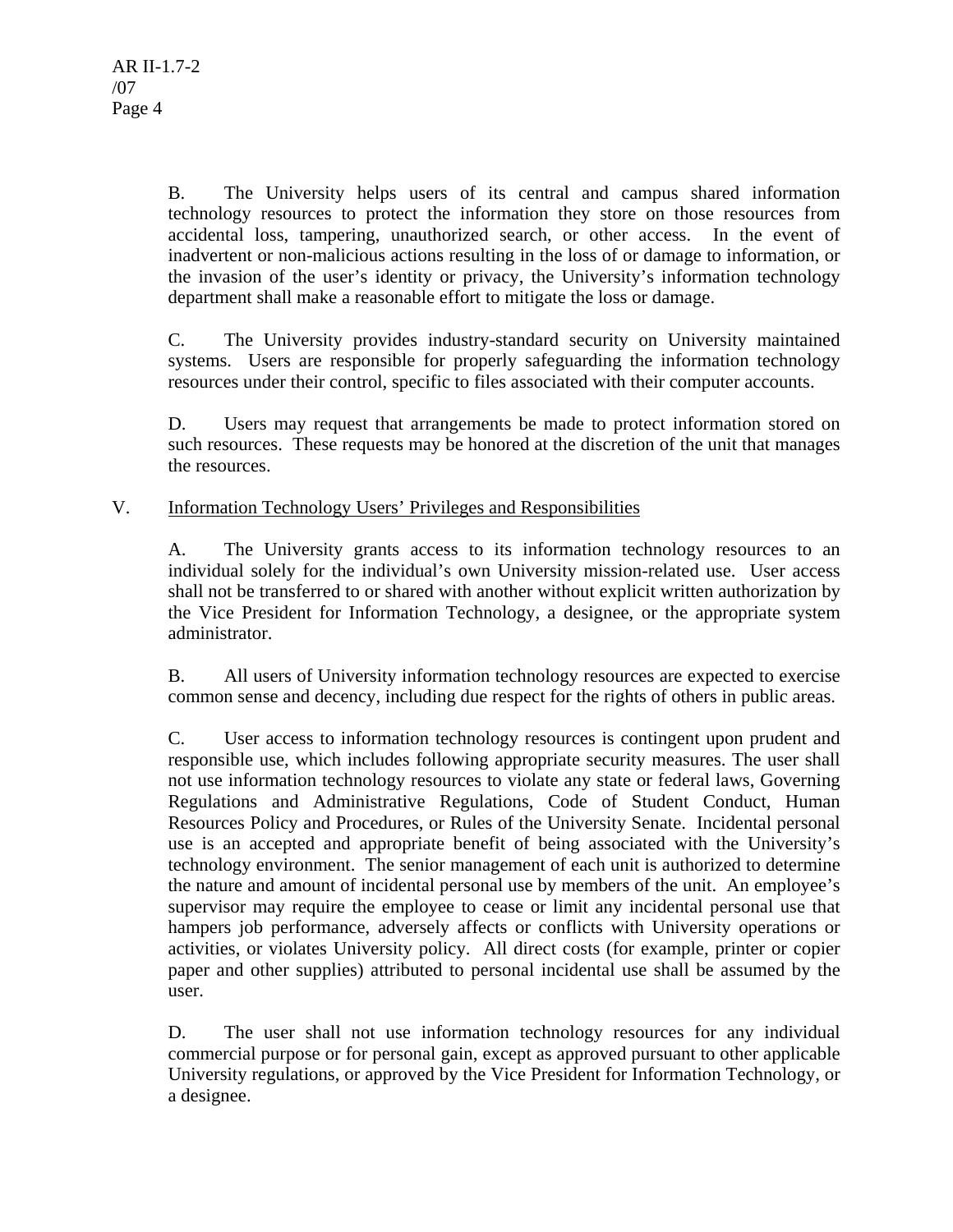B. The University helps users of its central and campus shared information technology resources to protect the information they store on those resources from accidental loss, tampering, unauthorized search, or other access. In the event of inadvertent or non-malicious actions resulting in the loss of or damage to information, or the invasion of the user's identity or privacy, the University's information technology department shall make a reasonable effort to mitigate the loss or damage.

C. The University provides industry-standard security on University maintained systems. Users are responsible for properly safeguarding the information technology resources under their control, specific to files associated with their computer accounts.

D. Users may request that arrangements be made to protect information stored on such resources. These requests may be honored at the discretion of the unit that manages the resources.

## V. Information Technology Users' Privileges and Responsibilities

A. The University grants access to its information technology resources to an individual solely for the individual's own University mission-related use. User access shall not be transferred to or shared with another without explicit written authorization by the Vice President for Information Technology, a designee, or the appropriate system administrator.

B. All users of University information technology resources are expected to exercise common sense and decency, including due respect for the rights of others in public areas.

C. User access to information technology resources is contingent upon prudent and responsible use, which includes following appropriate security measures. The user shall not use information technology resources to violate any state or federal laws, Governing Regulations and Administrative Regulations, Code of Student Conduct, Human Resources Policy and Procedures, or Rules of the University Senate. Incidental personal use is an accepted and appropriate benefit of being associated with the University's technology environment. The senior management of each unit is authorized to determine the nature and amount of incidental personal use by members of the unit. An employee's supervisor may require the employee to cease or limit any incidental personal use that hampers job performance, adversely affects or conflicts with University operations or activities, or violates University policy. All direct costs (for example, printer or copier paper and other supplies) attributed to personal incidental use shall be assumed by the user.

D. The user shall not use information technology resources for any individual commercial purpose or for personal gain, except as approved pursuant to other applicable University regulations, or approved by the Vice President for Information Technology, or a designee.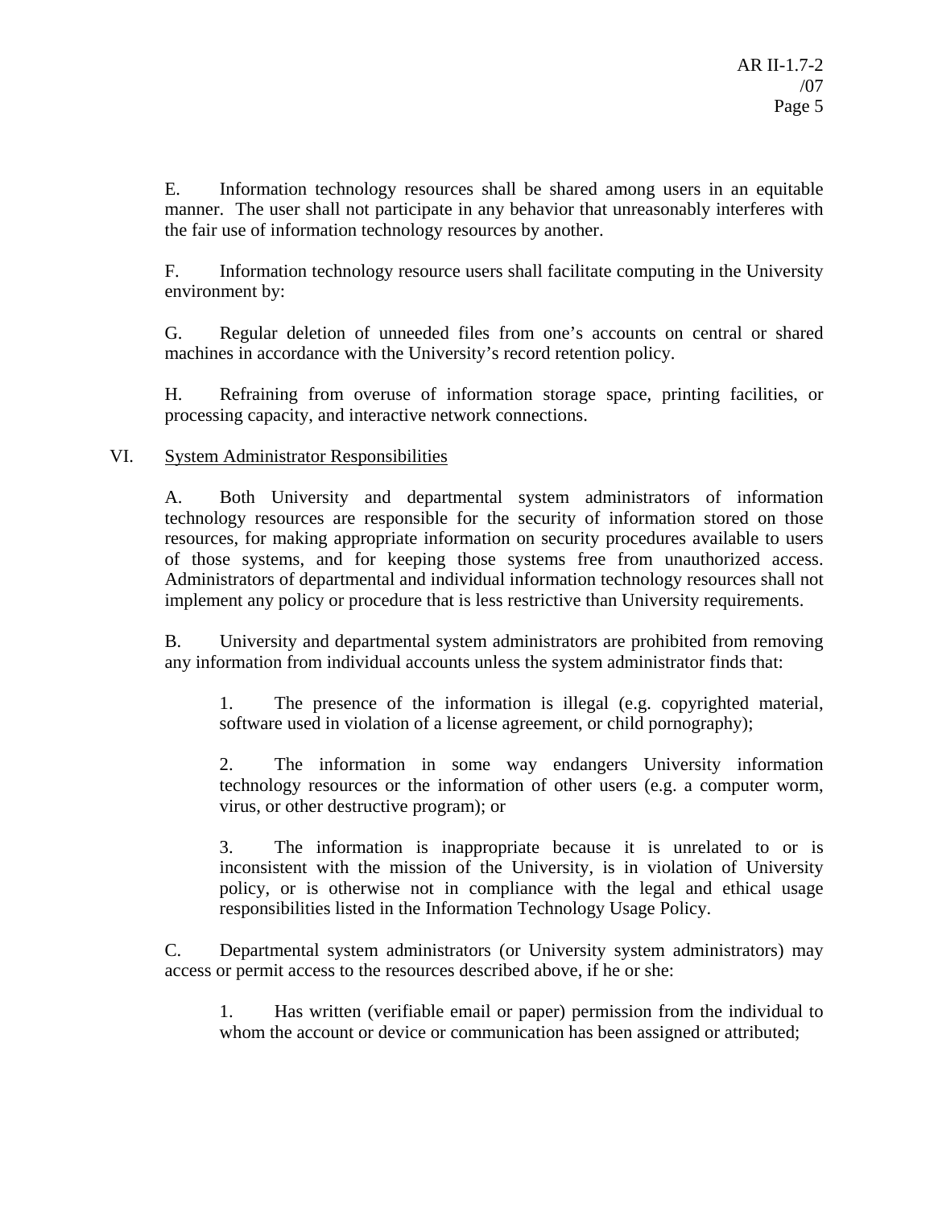E. Information technology resources shall be shared among users in an equitable manner. The user shall not participate in any behavior that unreasonably interferes with the fair use of information technology resources by another.

F. Information technology resource users shall facilitate computing in the University environment by:

G. Regular deletion of unneeded files from one's accounts on central or shared machines in accordance with the University's record retention policy.

H. Refraining from overuse of information storage space, printing facilities, or processing capacity, and interactive network connections.

## VI. System Administrator Responsibilities

A. Both University and departmental system administrators of information technology resources are responsible for the security of information stored on those resources, for making appropriate information on security procedures available to users of those systems, and for keeping those systems free from unauthorized access. Administrators of departmental and individual information technology resources shall not implement any policy or procedure that is less restrictive than University requirements.

B. University and departmental system administrators are prohibited from removing any information from individual accounts unless the system administrator finds that:

1. The presence of the information is illegal (e.g. copyrighted material, software used in violation of a license agreement, or child pornography);

2. The information in some way endangers University information technology resources or the information of other users (e.g. a computer worm, virus, or other destructive program); or

3. The information is inappropriate because it is unrelated to or is inconsistent with the mission of the University, is in violation of University policy, or is otherwise not in compliance with the legal and ethical usage responsibilities listed in the Information Technology Usage Policy.

C. Departmental system administrators (or University system administrators) may access or permit access to the resources described above, if he or she:

1. Has written (verifiable email or paper) permission from the individual to whom the account or device or communication has been assigned or attributed;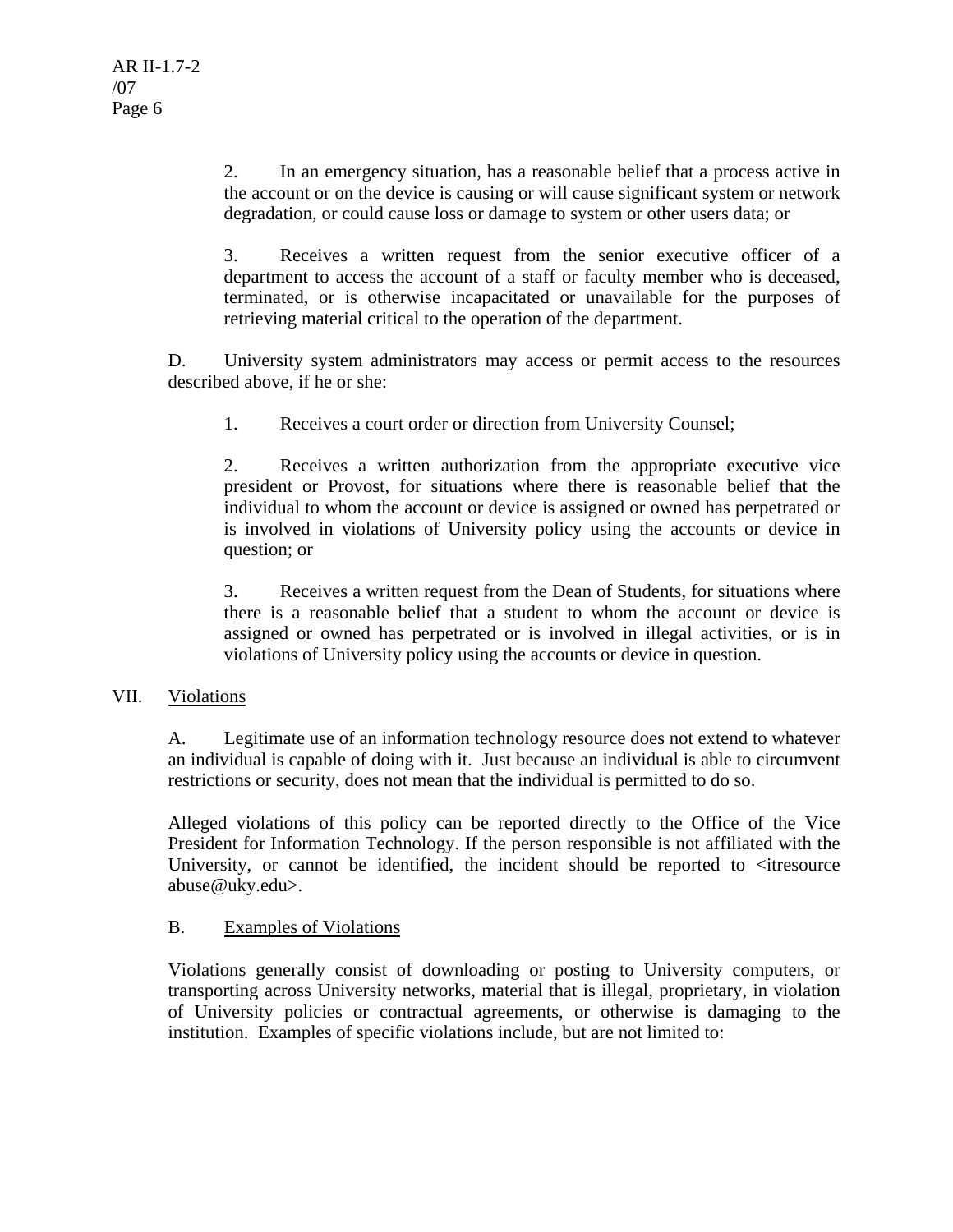2. In an emergency situation, has a reasonable belief that a process active in the account or on the device is causing or will cause significant system or network degradation, or could cause loss or damage to system or other users data; or

3. Receives a written request from the senior executive officer of a department to access the account of a staff or faculty member who is deceased, terminated, or is otherwise incapacitated or unavailable for the purposes of retrieving material critical to the operation of the department.

D. University system administrators may access or permit access to the resources described above, if he or she:

1. Receives a court order or direction from University Counsel;

2. Receives a written authorization from the appropriate executive vice president or Provost, for situations where there is reasonable belief that the individual to whom the account or device is assigned or owned has perpetrated or is involved in violations of University policy using the accounts or device in question; or

3. Receives a written request from the Dean of Students, for situations where there is a reasonable belief that a student to whom the account or device is assigned or owned has perpetrated or is involved in illegal activities, or is in violations of University policy using the accounts or device in question.

## VII. Violations

A. Legitimate use of an information technology resource does not extend to whatever an individual is capable of doing with it. Just because an individual is able to circumvent restrictions or security, does not mean that the individual is permitted to do so.

Alleged violations of this policy can be reported directly to the Office of the Vice President for Information Technology. If the person responsible is not affiliated with the University, or cannot be identified, the incident should be reported to <itresource abuse@uky.edu>.

### B. Examples of Violations

Violations generally consist of downloading or posting to University computers, or transporting across University networks, material that is illegal, proprietary, in violation of University policies or contractual agreements, or otherwise is damaging to the institution. Examples of specific violations include, but are not limited to: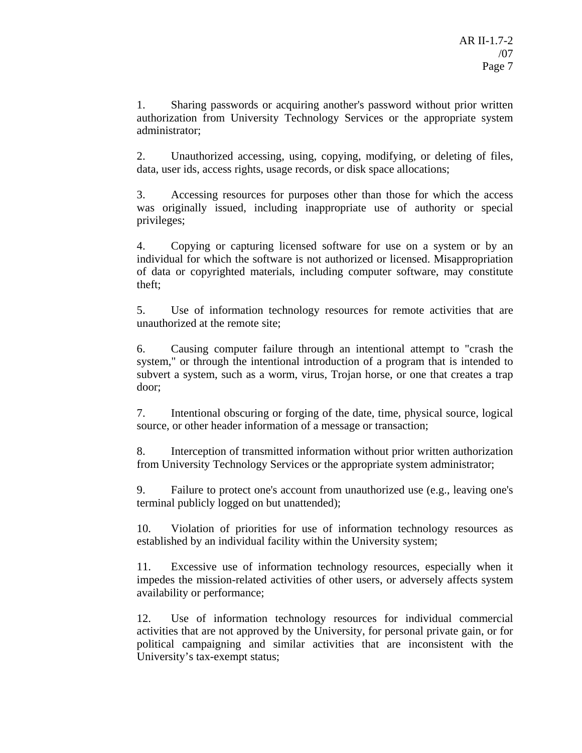1. Sharing passwords or acquiring another's password without prior written authorization from University Technology Services or the appropriate system administrator;

2. Unauthorized accessing, using, copying, modifying, or deleting of files, data, user ids, access rights, usage records, or disk space allocations;

3. Accessing resources for purposes other than those for which the access was originally issued, including inappropriate use of authority or special privileges;

4. Copying or capturing licensed software for use on a system or by an individual for which the software is not authorized or licensed. Misappropriation of data or copyrighted materials, including computer software, may constitute theft;

5. Use of information technology resources for remote activities that are unauthorized at the remote site;

6. Causing computer failure through an intentional attempt to "crash the system," or through the intentional introduction of a program that is intended to subvert a system, such as a worm, virus, Trojan horse, or one that creates a trap door;

7. Intentional obscuring or forging of the date, time, physical source, logical source, or other header information of a message or transaction;

8. Interception of transmitted information without prior written authorization from University Technology Services or the appropriate system administrator;

9. Failure to protect one's account from unauthorized use (e.g., leaving one's terminal publicly logged on but unattended);

10. Violation of priorities for use of information technology resources as established by an individual facility within the University system;

11. Excessive use of information technology resources, especially when it impedes the mission-related activities of other users, or adversely affects system availability or performance;

12. Use of information technology resources for individual commercial activities that are not approved by the University, for personal private gain, or for political campaigning and similar activities that are inconsistent with the University's tax-exempt status;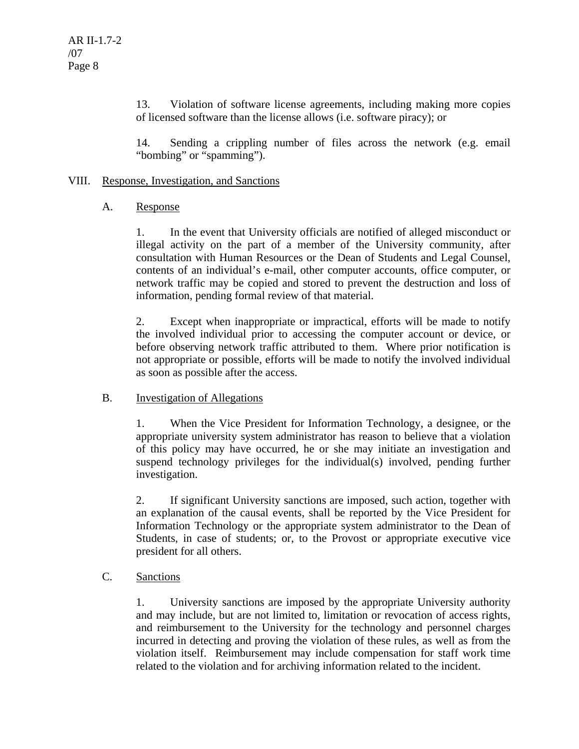13. Violation of software license agreements, including making more copies of licensed software than the license allows (i.e. software piracy); or

14. Sending a crippling number of files across the network (e.g. email "bombing" or "spamming").

## VIII. Response, Investigation, and Sanctions

### A. Response

1. In the event that University officials are notified of alleged misconduct or illegal activity on the part of a member of the University community, after consultation with Human Resources or the Dean of Students and Legal Counsel, contents of an individual's e-mail, other computer accounts, office computer, or network traffic may be copied and stored to prevent the destruction and loss of information, pending formal review of that material.

2. Except when inappropriate or impractical, efforts will be made to notify the involved individual prior to accessing the computer account or device, or before observing network traffic attributed to them. Where prior notification is not appropriate or possible, efforts will be made to notify the involved individual as soon as possible after the access.

### B. Investigation of Allegations

1. When the Vice President for Information Technology, a designee, or the appropriate university system administrator has reason to believe that a violation of this policy may have occurred, he or she may initiate an investigation and suspend technology privileges for the individual(s) involved, pending further investigation.

2. If significant University sanctions are imposed, such action, together with an explanation of the causal events, shall be reported by the Vice President for Information Technology or the appropriate system administrator to the Dean of Students, in case of students; or, to the Provost or appropriate executive vice president for all others.

### C. Sanctions

1. University sanctions are imposed by the appropriate University authority and may include, but are not limited to, limitation or revocation of access rights, and reimbursement to the University for the technology and personnel charges incurred in detecting and proving the violation of these rules, as well as from the violation itself. Reimbursement may include compensation for staff work time related to the violation and for archiving information related to the incident.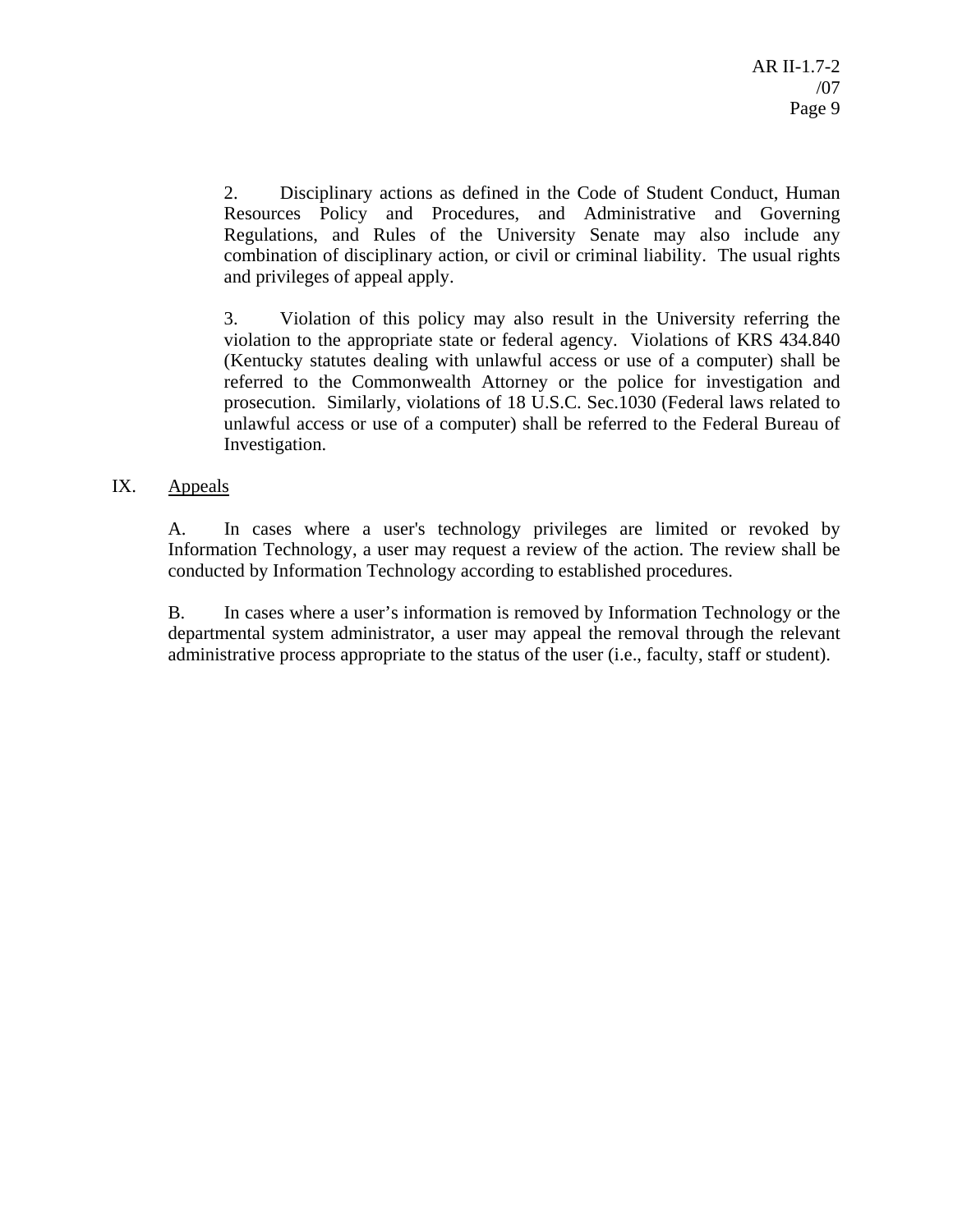2. Disciplinary actions as defined in the Code of Student Conduct, Human Resources Policy and Procedures, and Administrative and Governing Regulations, and Rules of the University Senate may also include any combination of disciplinary action, or civil or criminal liability. The usual rights and privileges of appeal apply.

3. Violation of this policy may also result in the University referring the violation to the appropriate state or federal agency. Violations of KRS 434.840 (Kentucky statutes dealing with unlawful access or use of a computer) shall be referred to the Commonwealth Attorney or the police for investigation and prosecution. Similarly, violations of 18 U.S.C. Sec.1030 (Federal laws related to unlawful access or use of a computer) shall be referred to the Federal Bureau of Investigation.

## IX. Appeals

A. In cases where a user's technology privileges are limited or revoked by Information Technology, a user may request a review of the action. The review shall be conducted by Information Technology according to established procedures.

B. In cases where a user's information is removed by Information Technology or the departmental system administrator, a user may appeal the removal through the relevant administrative process appropriate to the status of the user (i.e., faculty, staff or student).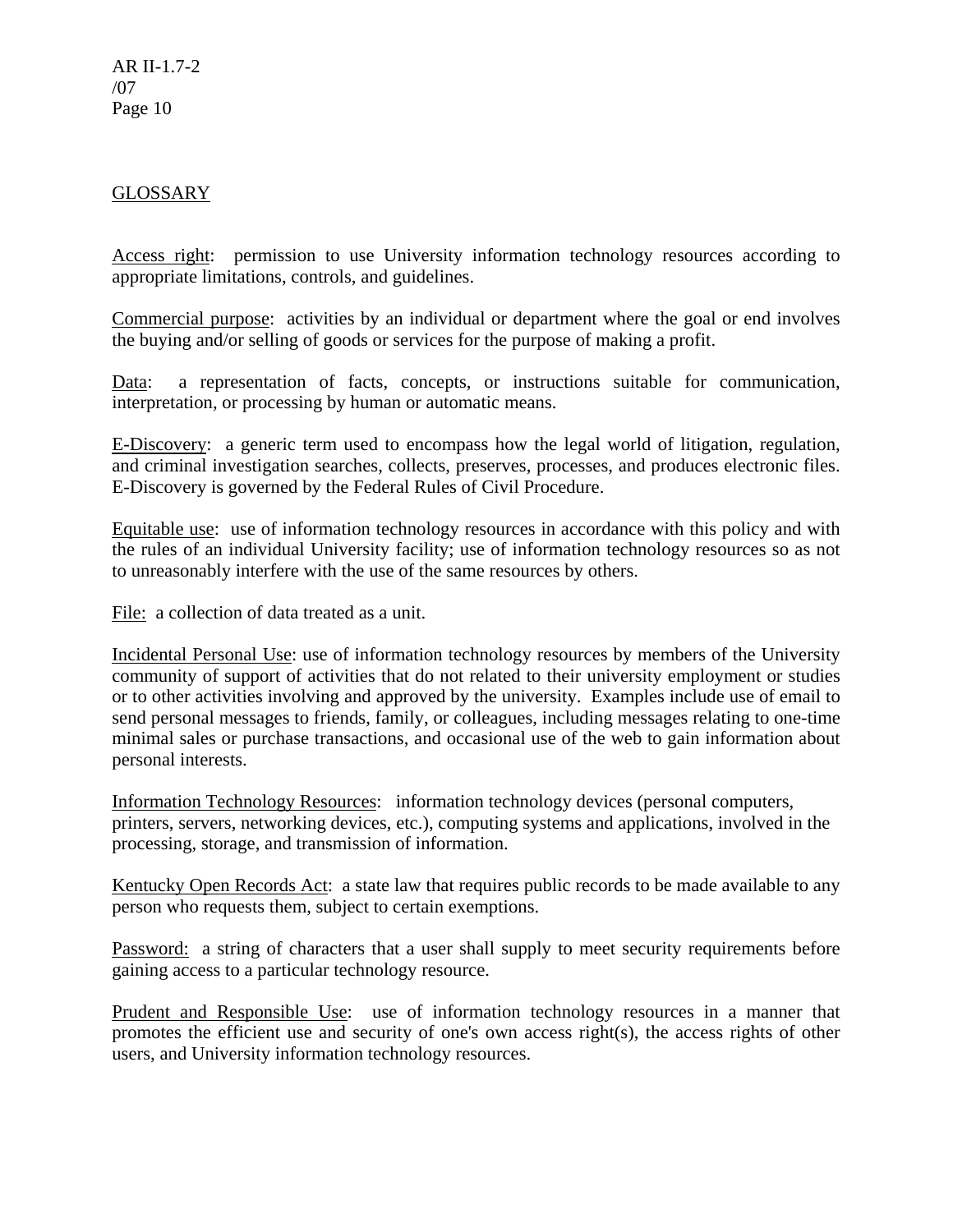## GLOSSARY

Access right: permission to use University information technology resources according to appropriate limitations, controls, and guidelines.

Commercial purpose: activities by an individual or department where the goal or end involves the buying and/or selling of goods or services for the purpose of making a profit.

Data: a representation of facts, concepts, or instructions suitable for communication, interpretation, or processing by human or automatic means.

E-Discovery: a generic term used to encompass how the legal world of litigation, regulation, and criminal investigation searches, collects, preserves, processes, and produces electronic files. E-Discovery is governed by the Federal Rules of Civil Procedure.

Equitable use: use of information technology resources in accordance with this policy and with the rules of an individual University facility; use of information technology resources so as not to unreasonably interfere with the use of the same resources by others.

File: a collection of data treated as a unit.

Incidental Personal Use: use of information technology resources by members of the University community of support of activities that do not related to their university employment or studies or to other activities involving and approved by the university. Examples include use of email to send personal messages to friends, family, or colleagues, including messages relating to one-time minimal sales or purchase transactions, and occasional use of the web to gain information about personal interests.

Information Technology Resources: information technology devices (personal computers, printers, servers, networking devices, etc.), computing systems and applications, involved in the processing, storage, and transmission of information.

Kentucky Open Records Act: a state law that requires public records to be made available to any person who requests them, subject to certain exemptions.

Password: a string of characters that a user shall supply to meet security requirements before gaining access to a particular technology resource.

Prudent and Responsible Use: use of information technology resources in a manner that promotes the efficient use and security of one's own access right(s), the access rights of other users, and University information technology resources.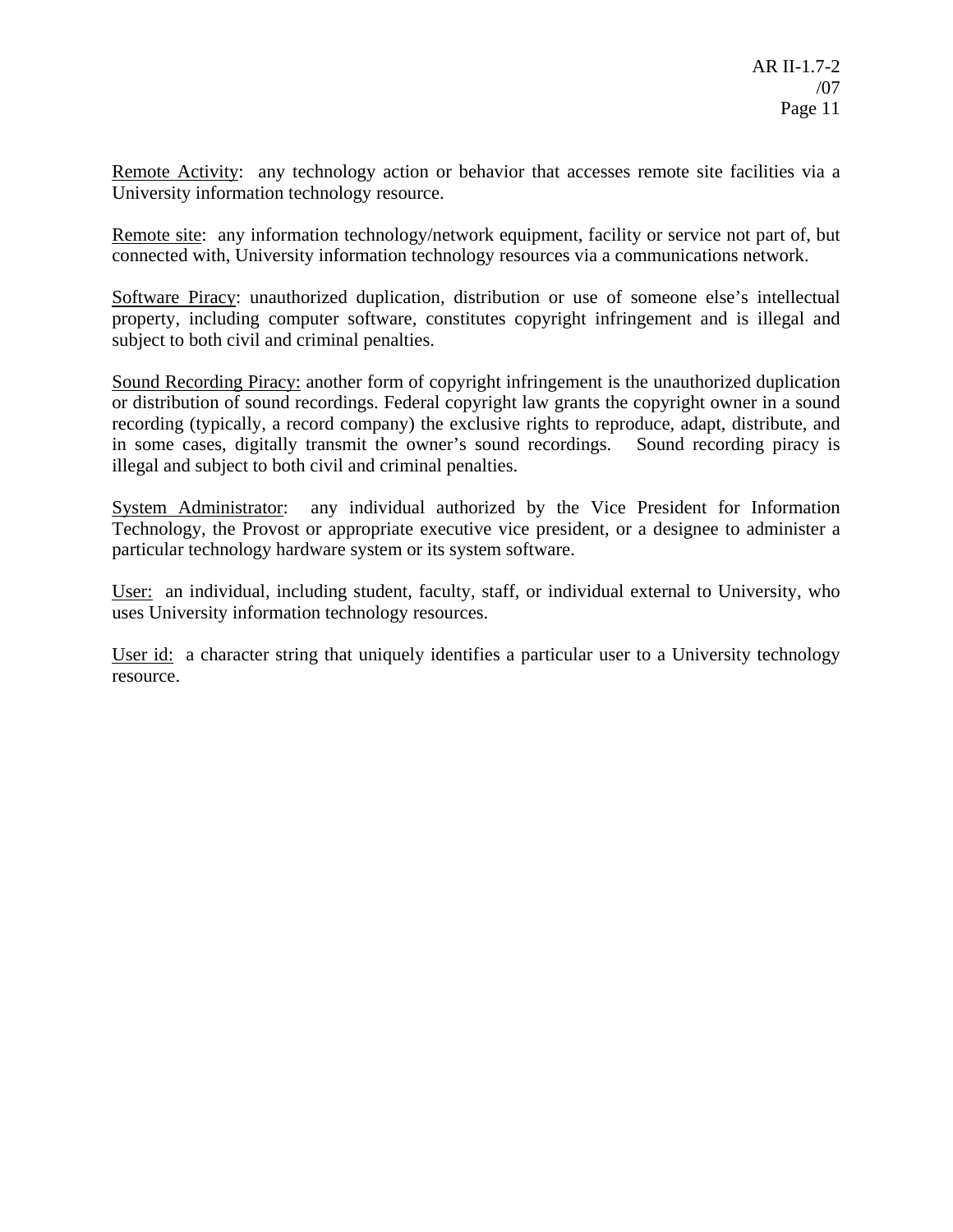Remote Activity: any technology action or behavior that accesses remote site facilities via a University information technology resource.

Remote site: any information technology/network equipment, facility or service not part of, but connected with, University information technology resources via a communications network.

Software Piracy: unauthorized duplication, distribution or use of someone else's intellectual property, including computer software, constitutes copyright infringement and is illegal and subject to both civil and criminal penalties.

Sound Recording Piracy: another form of copyright infringement is the unauthorized duplication or distribution of sound recordings. Federal copyright law grants the copyright owner in a sound recording (typically, a record company) the exclusive rights to reproduce, adapt, distribute, and in some cases, digitally transmit the owner's sound recordings. Sound recording piracy is illegal and subject to both civil and criminal penalties.

System Administrator: any individual authorized by the Vice President for Information Technology, the Provost or appropriate executive vice president, or a designee to administer a particular technology hardware system or its system software.

User: an individual, including student, faculty, staff, or individual external to University, who uses University information technology resources.

User id: a character string that uniquely identifies a particular user to a University technology resource.